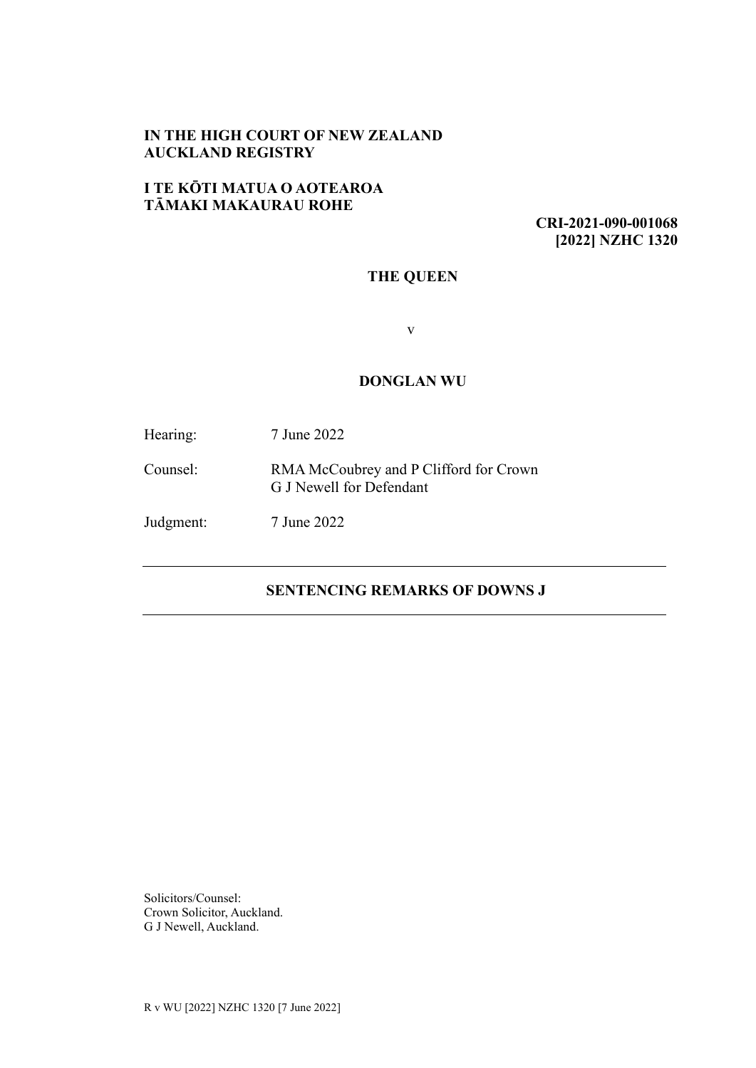**IN THE HIGH COURT OF NEW ZEALAND**
**AUCKLAND REGISTRY**

**I TE KŌTI MATUA O AOTEAROA**
**TĀMAKI MAKAURAU ROHE**

**CRI-2021-090-001068**
**[2022] NZHC 1320**

**THE QUEEN**

v

**DONGLAN WU**

| | |
|---|---|
| Hearing: | 7 June 2022 |
| Counsel: | RMA McCoubrey and P Clifford for Crown<br>G J Newell for Defendant |
| Judgment: | 7 June 2022 |

---

**SENTENCING REMARKS OF DOWNS J**

---

Solicitors/Counsel:
Crown Solicitor, Auckland.
G J Newell, Auckland.

R v WU [2022] NZHC 1320 [7 June 2022]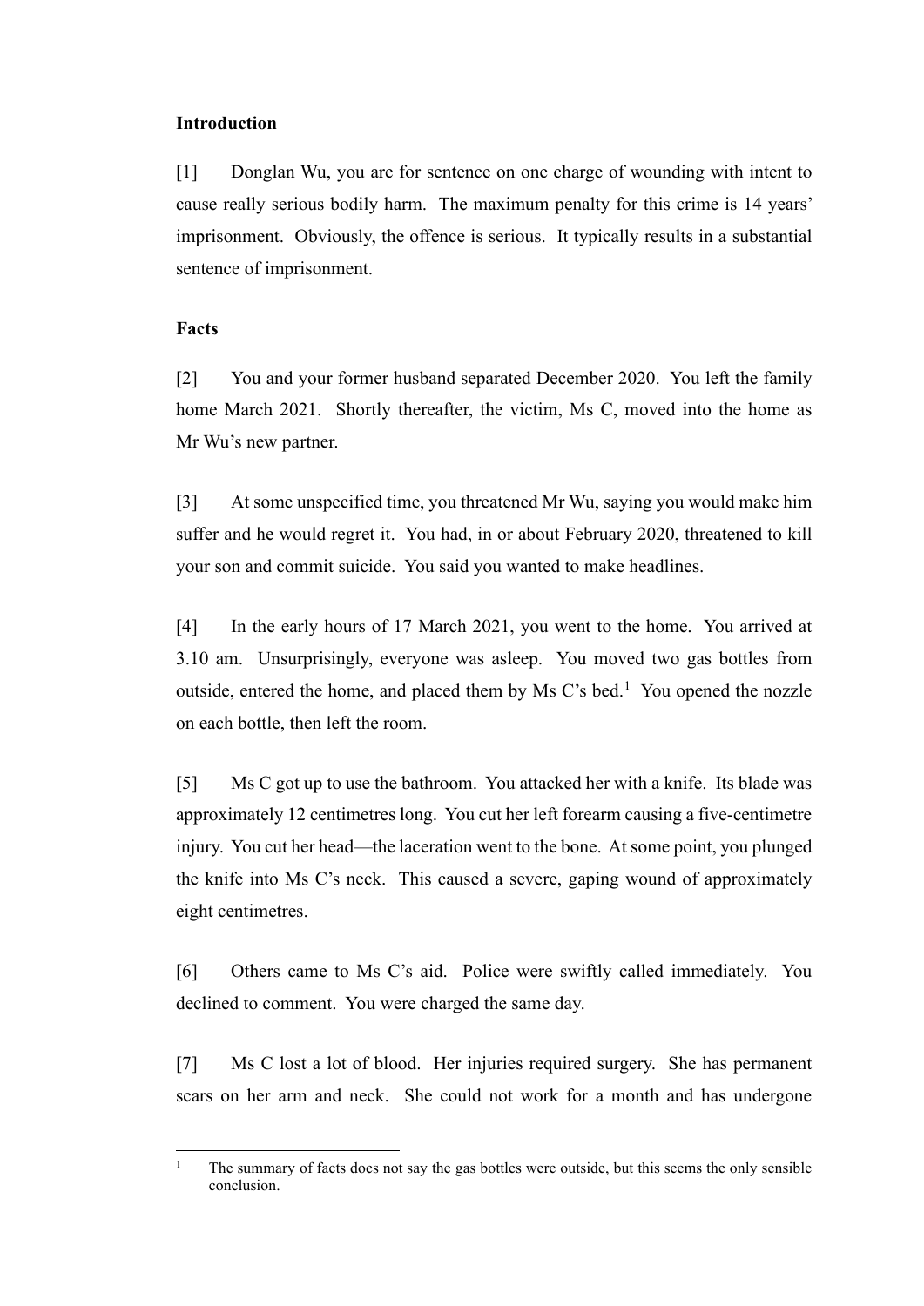**Introduction**

[1] Donglan Wu, you are for sentence on one charge of wounding with intent to cause really serious bodily harm. The maximum penalty for this crime is 14 years' imprisonment. Obviously, the offence is serious. It typically results in a substantial sentence of imprisonment.

**Facts**

[2] You and your former husband separated December 2020. You left the family home March 2021. Shortly thereafter, the victim, Ms C, moved into the home as Mr Wu's new partner.

[3] At some unspecified time, you threatened Mr Wu, saying you would make him suffer and he would regret it. You had, in or about February 2020, threatened to kill your son and commit suicide. You said you wanted to make headlines.

[4] In the early hours of 17 March 2021, you went to the home. You arrived at 3.10 am. Unsurprisingly, everyone was asleep. You moved two gas bottles from outside, entered the home, and placed them by Ms C's bed.[1] You opened the nozzle on each bottle, then left the room.

[5] Ms C got up to use the bathroom. You attacked her with a knife. Its blade was approximately 12 centimetres long. You cut her left forearm causing a five-centimetre injury. You cut her head—the laceration went to the bone. At some point, you plunged the knife into Ms C's neck. This caused a severe, gaping wound of approximately eight centimetres.

[6] Others came to Ms C's aid. Police were swiftly called immediately. You declined to comment. You were charged the same day.

[7] Ms C lost a lot of blood. Her injuries required surgery. She has permanent scars on her arm and neck. She could not work for a month and has undergone

[1] The summary of facts does not say the gas bottles were outside, but this seems the only sensible conclusion.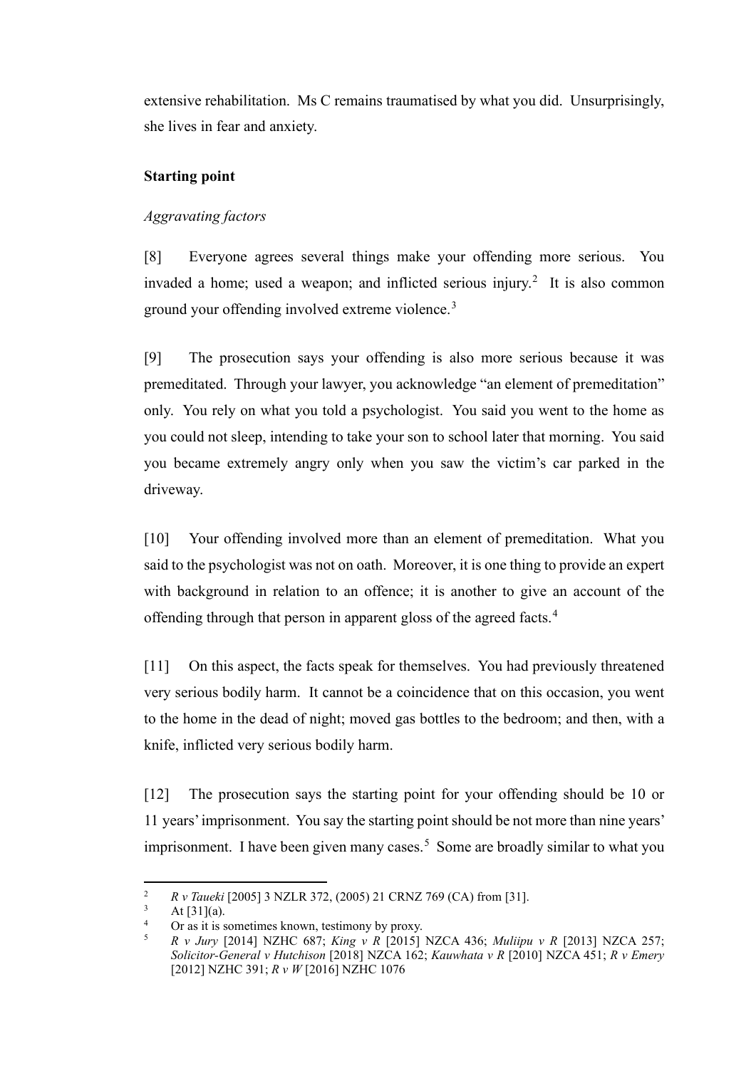extensive rehabilitation. Ms C remains traumatised by what you did. Unsurprisingly, she lives in fear and anxiety.

**Starting point**

*Aggravating factors*

[8] Everyone agrees several things make your offending more serious. You invaded a home; used a weapon; and inflicted serious injury.[2] It is also common ground your offending involved extreme violence.[3]

[9] The prosecution says your offending is also more serious because it was premeditated. Through your lawyer, you acknowledge "an element of premeditation" only. You rely on what you told a psychologist. You said you went to the home as you could not sleep, intending to take your son to school later that morning. You said you became extremely angry only when you saw the victim's car parked in the driveway.

[10] Your offending involved more than an element of premeditation. What you said to the psychologist was not on oath. Moreover, it is one thing to provide an expert with background in relation to an offence; it is another to give an account of the offending through that person in apparent gloss of the agreed facts.[4]

[11] On this aspect, the facts speak for themselves. You had previously threatened very serious bodily harm. It cannot be a coincidence that on this occasion, you went to the home in the dead of night; moved gas bottles to the bedroom; and then, with a knife, inflicted very serious bodily harm.

[12] The prosecution says the starting point for your offending should be 10 or 11 years' imprisonment. You say the starting point should be not more than nine years' imprisonment. I have been given many cases.[5] Some are broadly similar to what you

---

[2] *R v Taueki* [2005] 3 NZLR 372, (2005) 21 CRNZ 769 (CA) from [31].

[3] At [31](a).

[4] Or as it is sometimes known, testimony by proxy.

[5] *R v Jury* [2014] NZHC 687; *King v R* [2015] NZCA 436; *Muliipu v R* [2013] NZCA 257; *Solicitor-General v Hutchison* [2018] NZCA 162; *Kauwhata v R* [2010] NZCA 451; *R v Emery* [2012] NZHC 391; *R v W* [2016] NZHC 1076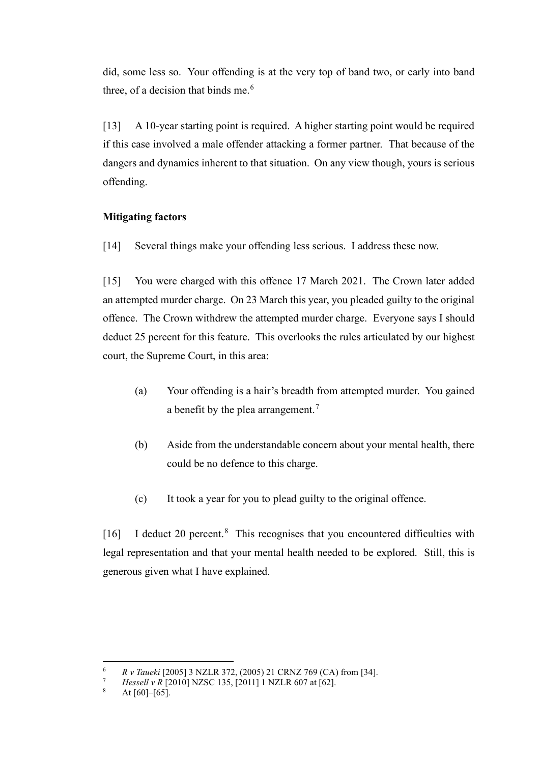did, some less so. Your offending is at the very top of band two, or early into band three, of a decision that binds me.[6]

[13] A 10-year starting point is required. A higher starting point would be required if this case involved a male offender attacking a former partner. That because of the dangers and dynamics inherent to that situation. On any view though, yours is serious offending.

**Mitigating factors**

[14] Several things make your offending less serious. I address these now.

[15] You were charged with this offence 17 March 2021. The Crown later added an attempted murder charge. On 23 March this year, you pleaded guilty to the original offence. The Crown withdrew the attempted murder charge. Everyone says I should deduct 25 percent for this feature. This overlooks the rules articulated by our highest court, the Supreme Court, in this area:

(a) Your offending is a hair's breadth from attempted murder. You gained a benefit by the plea arrangement.[7]

(b) Aside from the understandable concern about your mental health, there could be no defence to this charge.

(c) It took a year for you to plead guilty to the original offence.

[16] I deduct 20 percent.[8] This recognises that you encountered difficulties with legal representation and that your mental health needed to be explored. Still, this is generous given what I have explained.

---

6 *R v Taueki* [2005] 3 NZLR 372, (2005) 21 CRNZ 769 (CA) from [34].

7 *Hessell v R* [2010] NZSC 135, [2011] 1 NZLR 607 at [62].

8 At [60]–[65].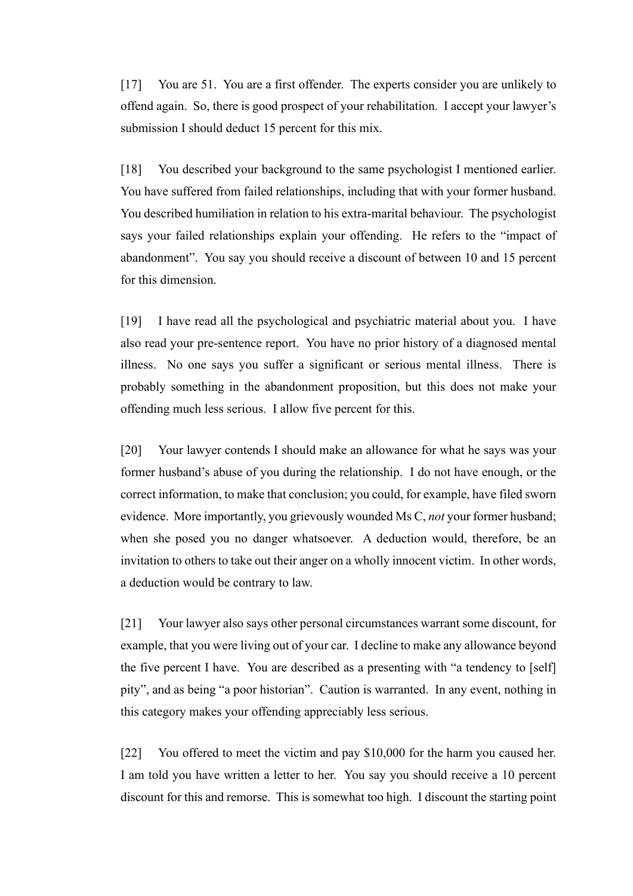[17] You are 51. You are a first offender. The experts consider you are unlikely to offend again. So, there is good prospect of your rehabilitation. I accept your lawyer's submission I should deduct 15 percent for this mix.

[18] You described your background to the same psychologist I mentioned earlier. You have suffered from failed relationships, including that with your former husband. You described humiliation in relation to his extra-marital behaviour. The psychologist says your failed relationships explain your offending. He refers to the "impact of abandonment". You say you should receive a discount of between 10 and 15 percent for this dimension.

[19] I have read all the psychological and psychiatric material about you. I have also read your pre-sentence report. You have no prior history of a diagnosed mental illness. No one says you suffer a significant or serious mental illness. There is probably something in the abandonment proposition, but this does not make your offending much less serious. I allow five percent for this.

[20] Your lawyer contends I should make an allowance for what he says was your former husband's abuse of you during the relationship. I do not have enough, or the correct information, to make that conclusion; you could, for example, have filed sworn evidence. More importantly, you grievously wounded Ms C, *not* your former husband; when she posed you no danger whatsoever. A deduction would, therefore, be an invitation to others to take out their anger on a wholly innocent victim. In other words, a deduction would be contrary to law.

[21] Your lawyer also says other personal circumstances warrant some discount, for example, that you were living out of your car. I decline to make any allowance beyond the five percent I have. You are described as a presenting with "a tendency to [self] pity", and as being "a poor historian". Caution is warranted. In any event, nothing in this category makes your offending appreciably less serious.

[22] You offered to meet the victim and pay $10,000 for the harm you caused her. I am told you have written a letter to her. You say you should receive a 10 percent discount for this and remorse. This is somewhat too high. I discount the starting point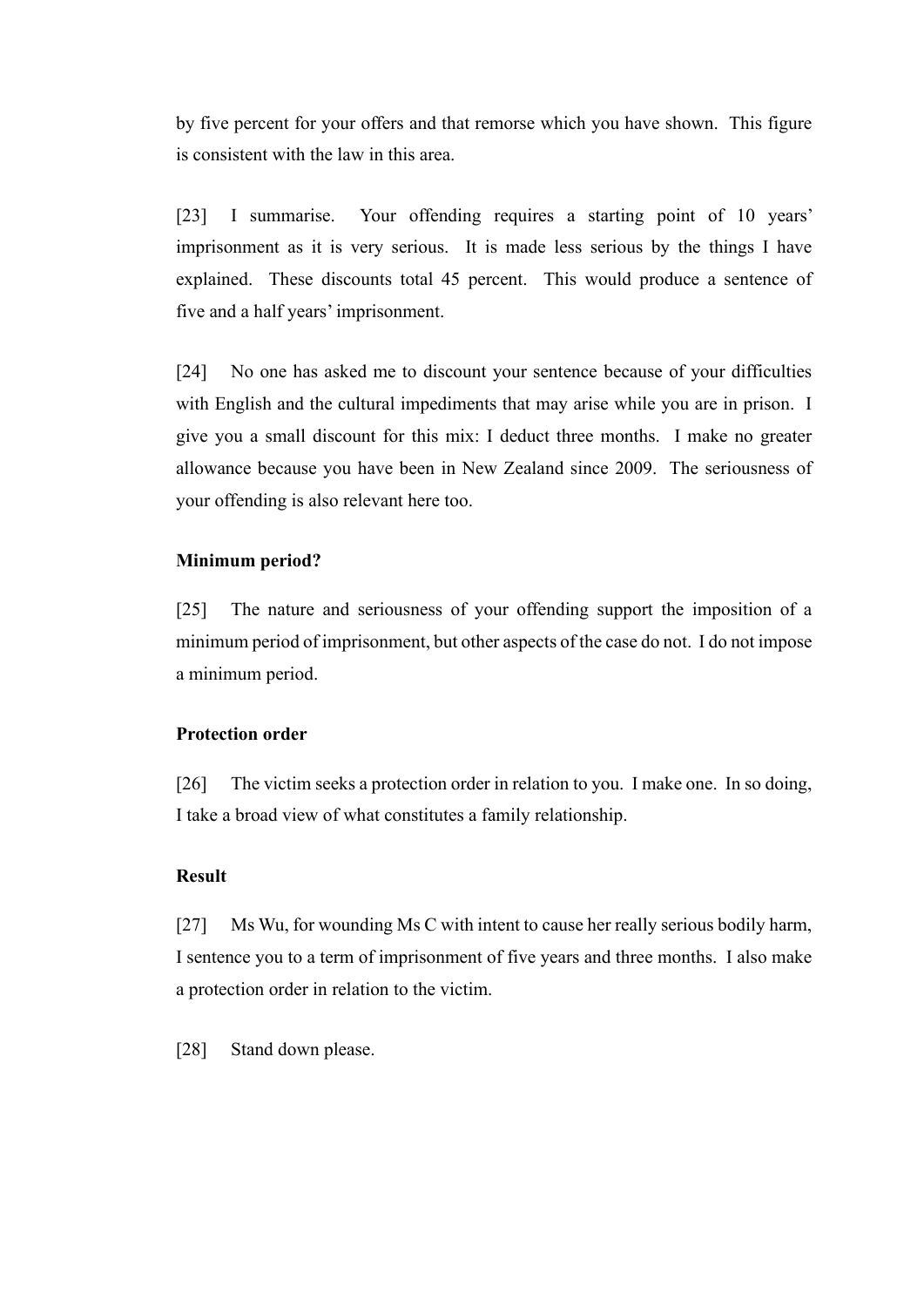by five percent for your offers and that remorse which you have shown. This figure is consistent with the law in this area.

[23] I summarise. Your offending requires a starting point of 10 years' imprisonment as it is very serious. It is made less serious by the things I have explained. These discounts total 45 percent. This would produce a sentence of five and a half years' imprisonment.

[24] No one has asked me to discount your sentence because of your difficulties with English and the cultural impediments that may arise while you are in prison. I give you a small discount for this mix: I deduct three months. I make no greater allowance because you have been in New Zealand since 2009. The seriousness of your offending is also relevant here too.

**Minimum period?**

[25] The nature and seriousness of your offending support the imposition of a minimum period of imprisonment, but other aspects of the case do not. I do not impose a minimum period.

**Protection order**

[26] The victim seeks a protection order in relation to you. I make one. In so doing, I take a broad view of what constitutes a family relationship.

**Result**

[27] Ms Wu, for wounding Ms C with intent to cause her really serious bodily harm, I sentence you to a term of imprisonment of five years and three months. I also make a protection order in relation to the victim.

[28] Stand down please.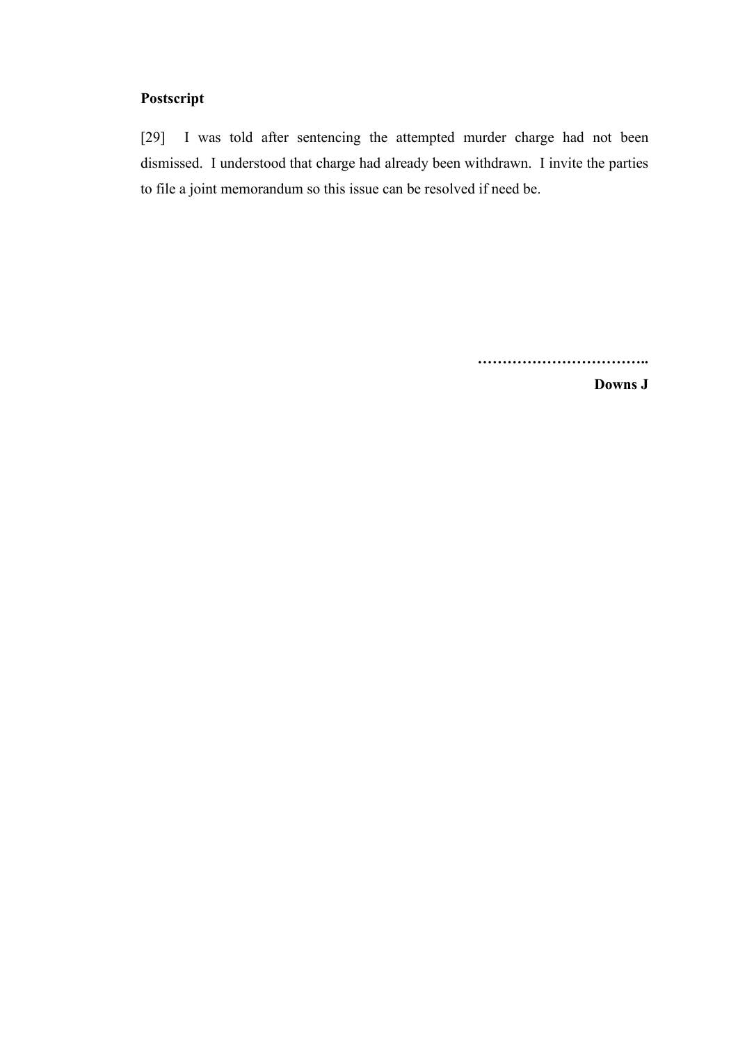**Postscript**

[29] I was told after sentencing the attempted murder charge had not been dismissed. I understood that charge had already been withdrawn. I invite the parties to file a joint memorandum so this issue can be resolved if need be.

**……………………………..**

**Downs J**